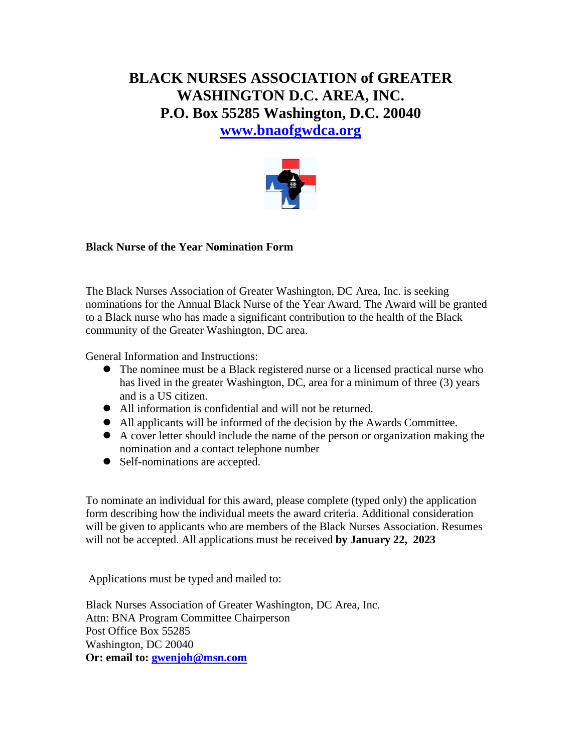# BLACK NURSES ASSOCIATION of GREATER WASHINGTON D.C. AREA, INC.
# P.O. Box 55285 Washington, D.C. 20040
# [www.bnaofgwdca.org](http://www.bnaofgwdca.org)

**Black Nurse of the Year Nomination Form**

The Black Nurses Association of Greater Washington, DC Area, Inc. is seeking nominations for the Annual Black Nurse of the Year Award. The Award will be granted to a Black nurse who has made a significant contribution to the health of the Black community of the Greater Washington, DC area.

General Information and Instructions:

- The nominee must be a Black registered nurse or a licensed practical nurse who has lived in the greater Washington, DC, area for a minimum of three (3) years and is a US citizen.
- All information is confidential and will not be returned.
- All applicants will be informed of the decision by the Awards Committee.
- A cover letter should include the name of the person or organization making the nomination and a contact telephone number
- Self-nominations are accepted.

To nominate an individual for this award, please complete (typed only) the application form describing how the individual meets the award criteria. Additional consideration will be given to applicants who are members of the Black Nurses Association. Resumes will not be accepted. All applications must be received **by January 22, 2023**

Applications must be typed and mailed to:

Black Nurses Association of Greater Washington, DC Area, Inc.
Attn: BNA Program Committee Chairperson
Post Office Box 55285
Washington, DC 20040
**Or: email to: [gwenjoh@msn.com](mailto:gwenjoh@msn.com)**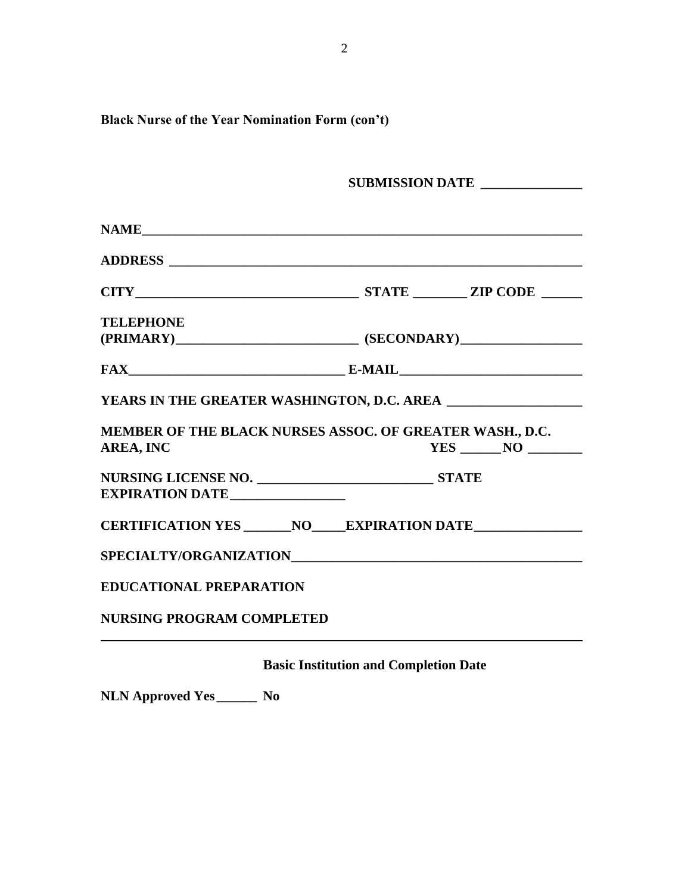**Black Nurse of the Year Nomination Form (con't)**

**SUBMISSION DATE _______________**

**NAME___________________________________________________________________**

**ADDRESS _______________________________________________________________**

**CITY_________________________________ STATE ________ ZIP CODE ______**

**TELEPHONE**
**(PRIMARY)__________________________ (SECONDARY)__________________**

**FAX_______________________________ E-MAIL__________________________**

**YEARS IN THE GREATER WASHINGTON, D.C. AREA ___________________**

**MEMBER OF THE BLACK NURSES ASSOC. OF GREATER WASH., D.C. AREA, INC YES ______NO ________**

**NURSING LICENSE NO. _________________________ STATE**
**EXPIRATION DATE_________________**

**CERTIFICATION YES _______NO_____EXPIRATION DATE________________**

**SPECIALTY/ORGANIZATION__________________________________________**

**EDUCATIONAL PREPARATION**

**NURSING PROGRAM COMPLETED**

---

**Basic Institution and Completion Date**

**NLN Approved Yes______ No**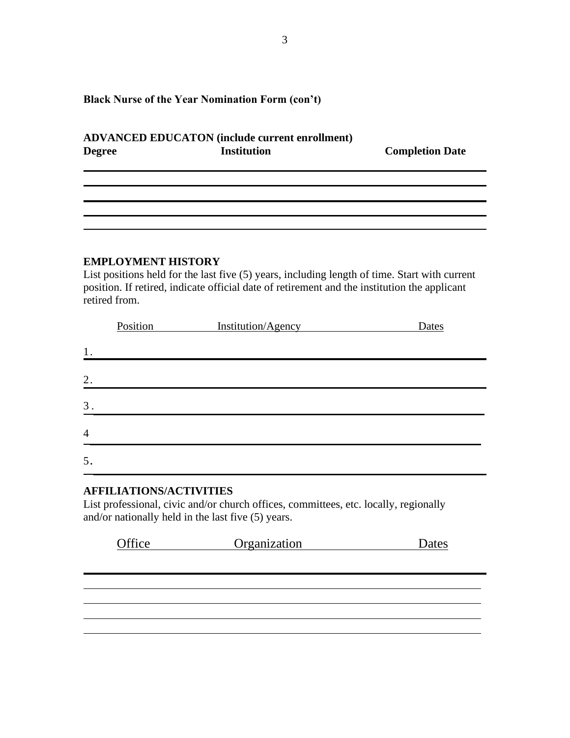**Black Nurse of the Year Nomination Form (con't)**

**ADVANCED EDUCATON (include current enrollment)**

| Degree | Institution | Completion Date |
|---|---|---|
| | | |
| | | |
| | | |
| | | |
| | | |

**EMPLOYMENT HISTORY**

List positions held for the last five (5) years, including length of time. Start with current position. If retired, indicate official date of retirement and the institution the applicant retired from.

| | Position | Institution/Agency | Dates |
|---|---|---|---|
| 1. | | | |
| 2. | | | |
| 3 . | | | |
| 4 | | | |
| 5. | | | |

**AFFILIATIONS/ACTIVITIES**

List professional, civic and/or church offices, committees, etc. locally, regionally and/or nationally held in the last five (5) years.

| Office | Organization | Dates |
|---|---|---|
| | | |
| | | |
| | | |
| | | |
| | | |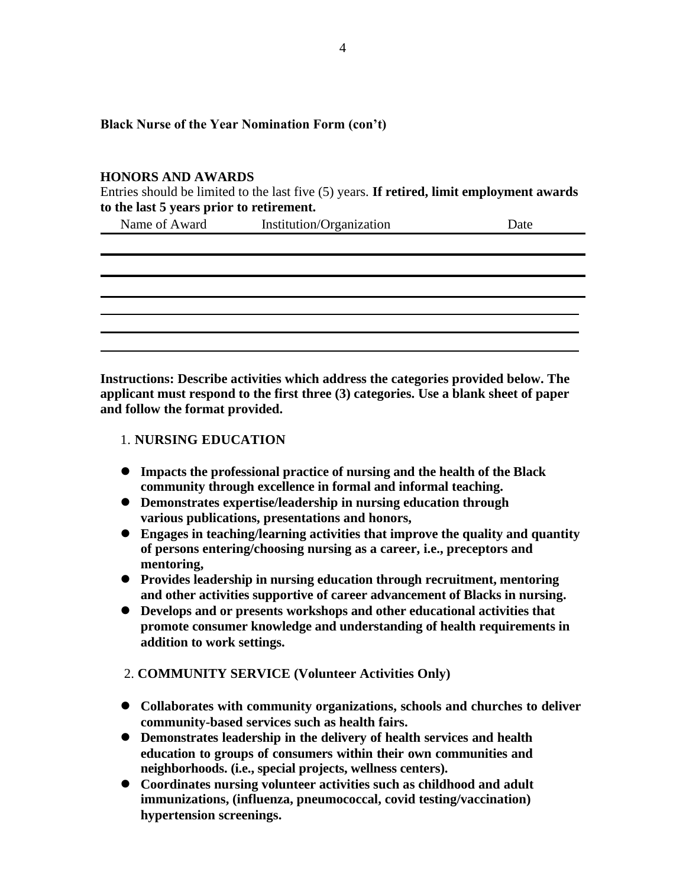**Black Nurse of the Year Nomination Form (con't)**

**HONORS AND AWARDS**

Entries should be limited to the last five (5) years. **If retired, limit employment awards to the last 5 years prior to retirement.**

| Name of Award | Institution/Organization | Date |
|---|---|---|
| | | |
| | | |
| | | |
| | | |
| | | |
| | | |

**Instructions: Describe activities which address the categories provided below. The applicant must respond to the first three (3) categories. Use a blank sheet of paper and follow the format provided.**

1. **NURSING EDUCATION**

- **Impacts the professional practice of nursing and the health of the Black community through excellence in formal and informal teaching.**
- **Demonstrates expertise/leadership in nursing education through various publications, presentations and honors,**
- **Engages in teaching/learning activities that improve the quality and quantity of persons entering/choosing nursing as a career, i.e., preceptors and mentoring,**
- **Provides leadership in nursing education through recruitment, mentoring and other activities supportive of career advancement of Blacks in nursing.**
- **Develops and or presents workshops and other educational activities that promote consumer knowledge and understanding of health requirements in addition to work settings.**

2. **COMMUNITY SERVICE (Volunteer Activities Only)**

- **Collaborates with community organizations, schools and churches to deliver community-based services such as health fairs.**
- **Demonstrates leadership in the delivery of health services and health education to groups of consumers within their own communities and neighborhoods. (i.e., special projects, wellness centers).**
- **Coordinates nursing volunteer activities such as childhood and adult immunizations, (influenza, pneumococcal, covid testing/vaccination) hypertension screenings.**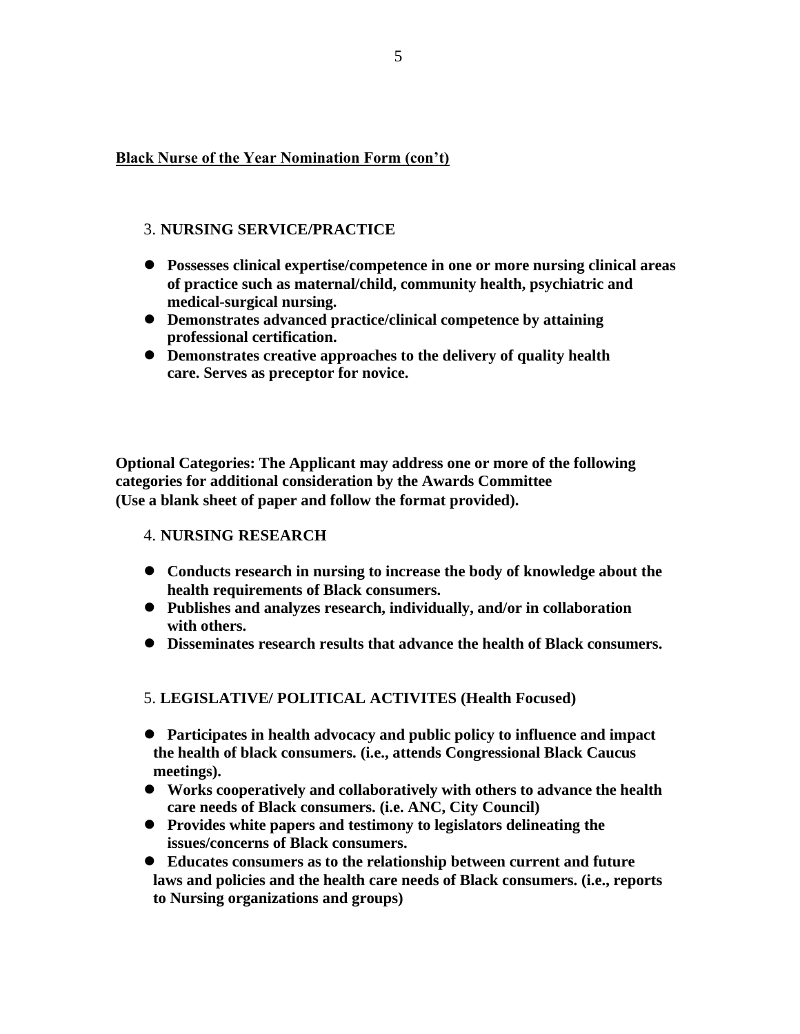**Black Nurse of the Year Nomination Form (con't)**

3. **NURSING SERVICE/PRACTICE**

- **Possesses clinical expertise/competence in one or more nursing clinical areas of practice such as maternal/child, community health, psychiatric and medical-surgical nursing.**
- **Demonstrates advanced practice/clinical competence by attaining professional certification.**
- **Demonstrates creative approaches to the delivery of quality health care. Serves as preceptor for novice.**

**Optional Categories: The Applicant may address one or more of the following categories for additional consideration by the Awards Committee (Use a blank sheet of paper and follow the format provided).**

4. **NURSING RESEARCH**

- **Conducts research in nursing to increase the body of knowledge about the health requirements of Black consumers.**
- **Publishes and analyzes research, individually, and/or in collaboration with others.**
- **Disseminates research results that advance the health of Black consumers.**

5. **LEGISLATIVE/ POLITICAL ACTIVITES (Health Focused)**

- **Participates in health advocacy and public policy to influence and impact the health of black consumers. (i.e., attends Congressional Black Caucus meetings).**
- **Works cooperatively and collaboratively with others to advance the health care needs of Black consumers. (i.e. ANC, City Council)**
- **Provides white papers and testimony to legislators delineating the issues/concerns of Black consumers.**
- **Educates consumers as to the relationship between current and future laws and policies and the health care needs of Black consumers. (i.e., reports to Nursing organizations and groups)**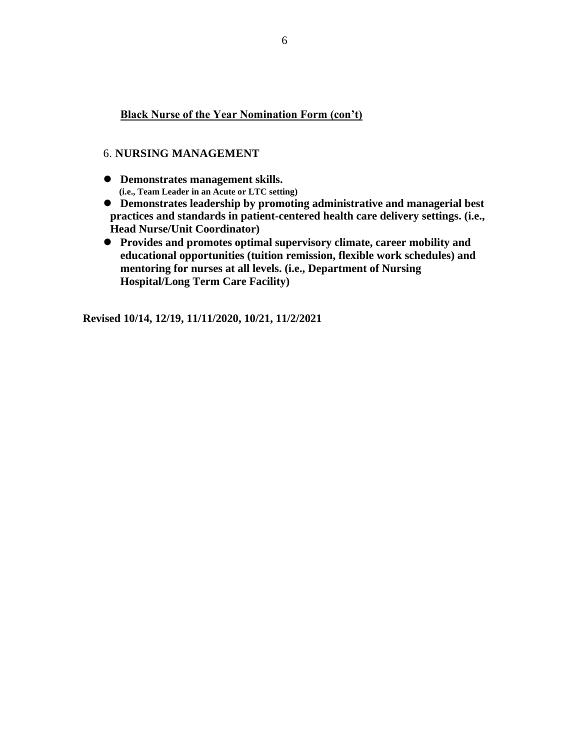**Black Nurse of the Year Nomination Form (con't)**

6. **NURSING MANAGEMENT**

- **Demonstrates management skills. (i.e., Team Leader in an Acute or LTC setting)**
- **Demonstrates leadership by promoting administrative and managerial best practices and standards in patient-centered health care delivery settings. (i.e., Head Nurse/Unit Coordinator)**
- **Provides and promotes optimal supervisory climate, career mobility and educational opportunities (tuition remission, flexible work schedules) and mentoring for nurses at all levels. (i.e., Department of Nursing Hospital/Long Term Care Facility)**

**Revised 10/14, 12/19, 11/11/2020, 10/21, 11/2/2021**